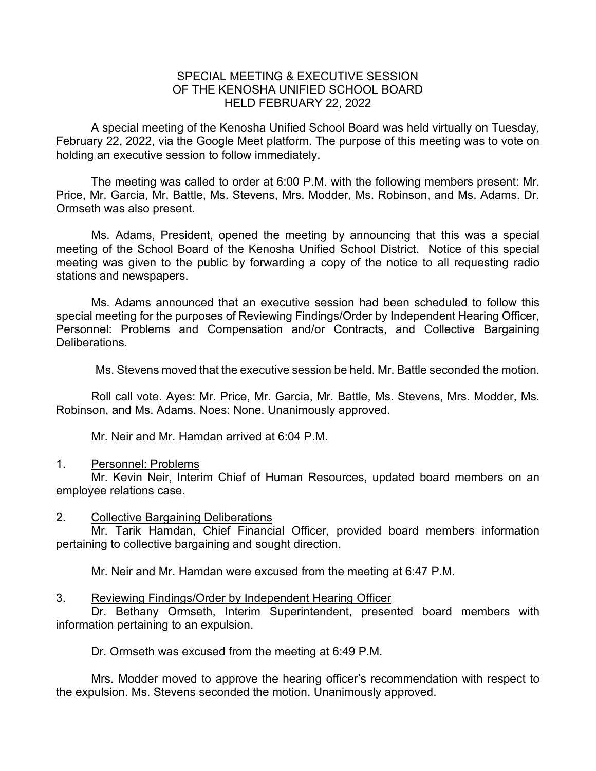# SPECIAL MEETING & EXECUTIVE SESSION
# OF THE KENOSHA UNIFIED SCHOOL BOARD
# HELD FEBRUARY 22, 2022

A special meeting of the Kenosha Unified School Board was held virtually on Tuesday, February 22, 2022, via the Google Meet platform. The purpose of this meeting was to vote on holding an executive session to follow immediately.

The meeting was called to order at 6:00 P.M. with the following members present: Mr. Price, Mr. Garcia, Mr. Battle, Ms. Stevens, Mrs. Modder, Ms. Robinson, and Ms. Adams. Dr. Ormseth was also present.

Ms. Adams, President, opened the meeting by announcing that this was a special meeting of the School Board of the Kenosha Unified School District. Notice of this special meeting was given to the public by forwarding a copy of the notice to all requesting radio stations and newspapers.

Ms. Adams announced that an executive session had been scheduled to follow this special meeting for the purposes of Reviewing Findings/Order by Independent Hearing Officer, Personnel: Problems and Compensation and/or Contracts, and Collective Bargaining Deliberations.

Ms. Stevens moved that the executive session be held. Mr. Battle seconded the motion.

Roll call vote. Ayes: Mr. Price, Mr. Garcia, Mr. Battle, Ms. Stevens, Mrs. Modder, Ms. Robinson, and Ms. Adams. Noes: None. Unanimously approved.

Mr. Neir and Mr. Hamdan arrived at 6:04 P.M.

1. <u>Personnel: Problems</u>

Mr. Kevin Neir, Interim Chief of Human Resources, updated board members on an employee relations case.

2. <u>Collective Bargaining Deliberations</u>

Mr. Tarik Hamdan, Chief Financial Officer, provided board members information pertaining to collective bargaining and sought direction.

Mr. Neir and Mr. Hamdan were excused from the meeting at 6:47 P.M.

3. <u>Reviewing Findings/Order by Independent Hearing Officer</u>

Dr. Bethany Ormseth, Interim Superintendent, presented board members with information pertaining to an expulsion.

Dr. Ormseth was excused from the meeting at 6:49 P.M.

Mrs. Modder moved to approve the hearing officer's recommendation with respect to the expulsion. Ms. Stevens seconded the motion. Unanimously approved.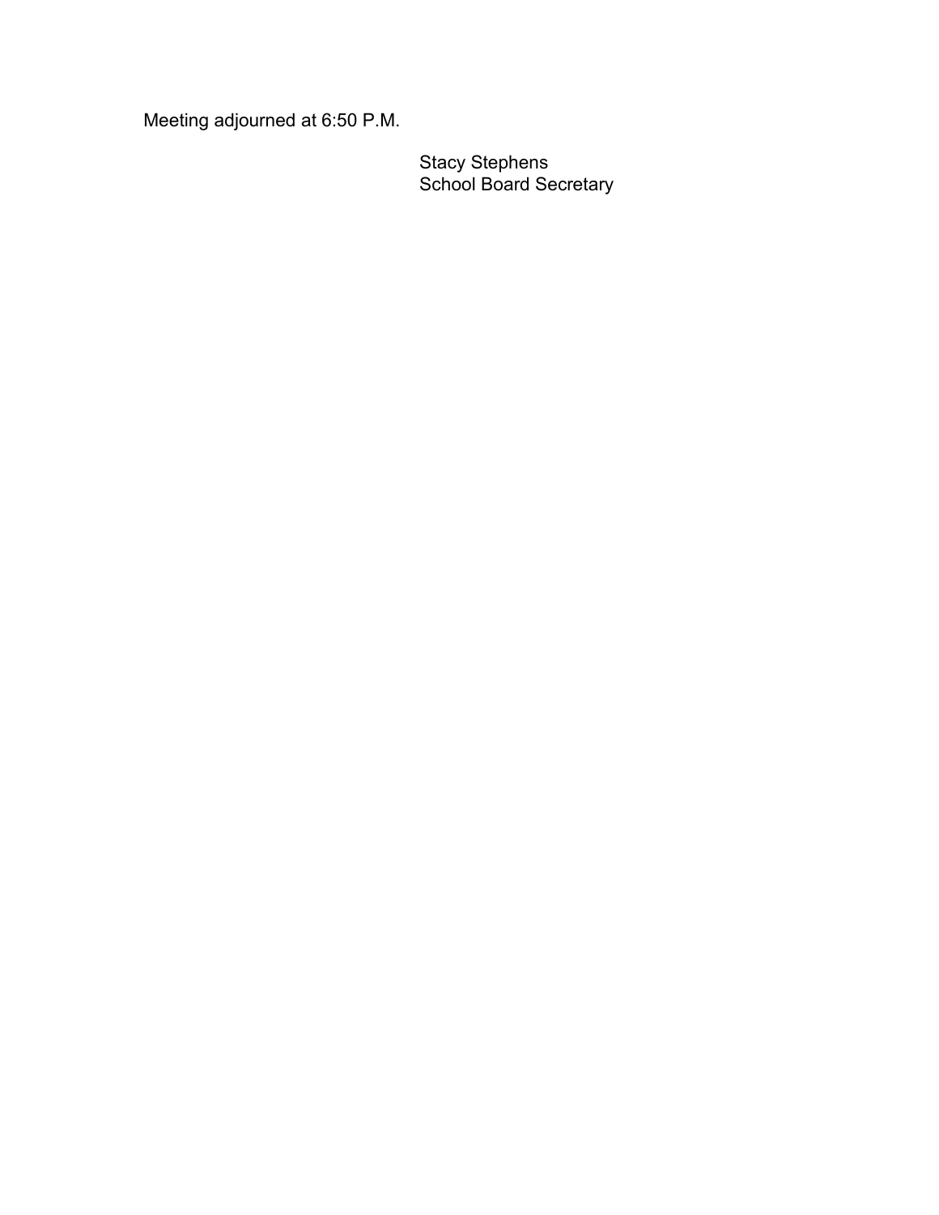Meeting adjourned at 6:50 P.M.

Stacy Stephens
School Board Secretary